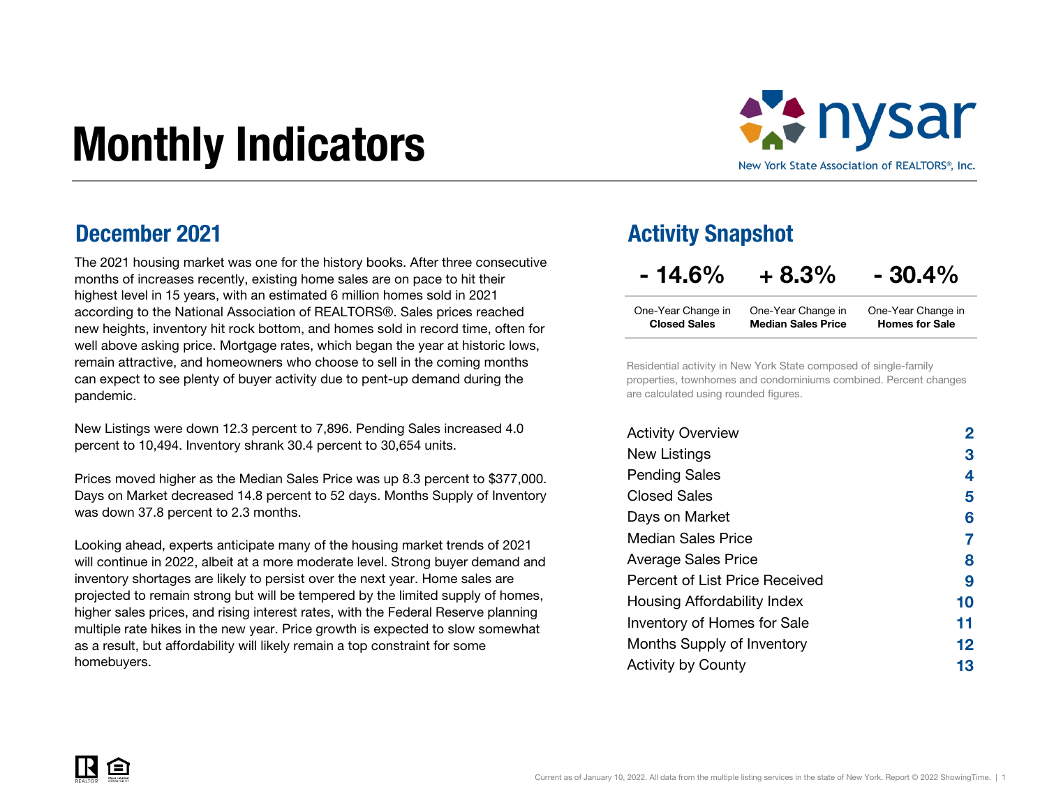# Monthly Indicators

nysar
New York State Association of REALTORS®, Inc.

## December 2021

The 2021 housing market was one for the history books. After three consecutive months of increases recently, existing home sales are on pace to hit their highest level in 15 years, with an estimated 6 million homes sold in 2021 according to the National Association of REALTORS®. Sales prices reached new heights, inventory hit rock bottom, and homes sold in record time, often for well above asking price. Mortgage rates, which began the year at historic lows, remain attractive, and homeowners who choose to sell in the coming months can expect to see plenty of buyer activity due to pent-up demand during the pandemic.

New Listings were down 12.3 percent to 7,896. Pending Sales increased 4.0 percent to 10,494. Inventory shrank 30.4 percent to 30,654 units.

Prices moved higher as the Median Sales Price was up 8.3 percent to $377,000. Days on Market decreased 14.8 percent to 52 days. Months Supply of Inventory was down 37.8 percent to 2.3 months.

Looking ahead, experts anticipate many of the housing market trends of 2021 will continue in 2022, albeit at a more moderate level. Strong buyer demand and inventory shortages are likely to persist over the next year. Home sales are projected to remain strong but will be tempered by the limited supply of homes, higher sales prices, and rising interest rates, with the Federal Reserve planning multiple rate hikes in the new year. Price growth is expected to slow somewhat as a result, but affordability will likely remain a top constraint for some homebuyers.

## Activity Snapshot

| - 14.6% | + 8.3% | - 30.4% |
|---|---|---|
| One-Year Change in **Closed Sales** | One-Year Change in **Median Sales Price** | One-Year Change in **Homes for Sale** |

Residential activity in New York State composed of single-family properties, townhomes and condominiums combined. Percent changes are calculated using rounded figures.

| | |
|---|---|
| Activity Overview | 2 |
| New Listings | 3 |
| Pending Sales | 4 |
| Closed Sales | 5 |
| Days on Market | 6 |
| Median Sales Price | 7 |
| Average Sales Price | 8 |
| Percent of List Price Received | 9 |
| Housing Affordability Index | 10 |
| Inventory of Homes for Sale | 11 |
| Months Supply of Inventory | 12 |
| Activity by County | 13 |

Current as of January 10, 2022. All data from the multiple listing services in the state of New York. Report © 2022 ShowingTime.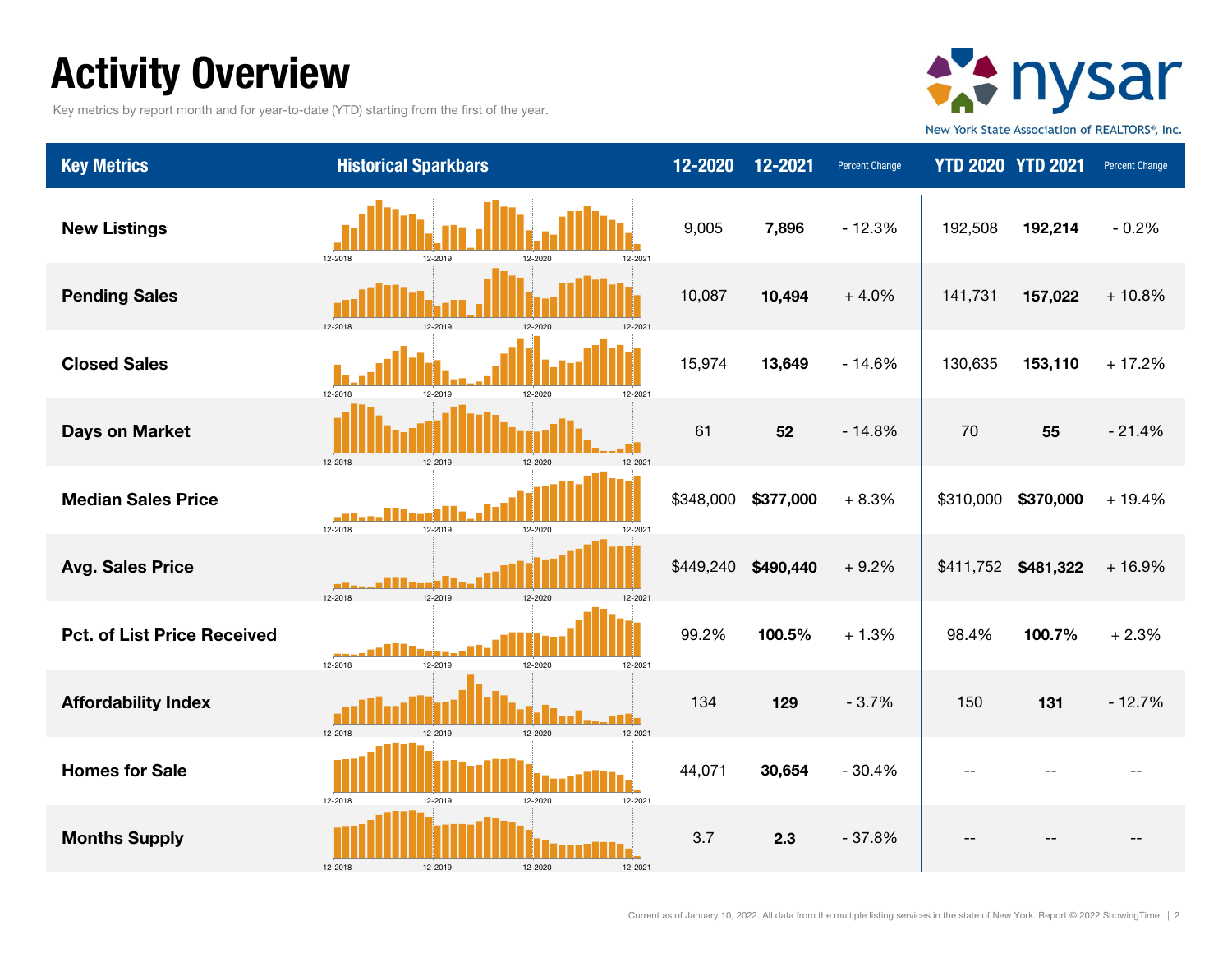# Activity Overview

Key metrics by report month and for year-to-date (YTD) starting from the first of the year.

| Key Metrics | Historical Sparkbars | 12-2020 | 12-2021 | Percent Change | YTD 2020 | YTD 2021 | Percent Change |
|---|---|---|---|---|---|---|---|
| **New Listings** | 12-2018 12-2019 12-2020 12-2021 | 9,005 | **7,896** | - 12.3% | 192,508 | **192,214** | - 0.2% |
| **Pending Sales** | 12-2018 12-2019 12-2020 12-2021 | 10,087 | **10,494** | + 4.0% | 141,731 | **157,022** | + 10.8% |
| **Closed Sales** | 12-2018 12-2019 12-2020 12-2021 | 15,974 | **13,649** | - 14.6% | 130,635 | **153,110** | + 17.2% |
| **Days on Market** | 12-2018 12-2019 12-2020 12-2021 | 61 | **52** | - 14.8% | 70 | **55** | - 21.4% |
| **Median Sales Price** | 12-2018 12-2019 12-2020 12-2021 | $348,000 | **$377,000** | + 8.3% | $310,000 | **$370,000** | + 19.4% |
| **Avg. Sales Price** | 12-2018 12-2019 12-2020 12-2021 | $449,240 | **$490,440** | + 9.2% | $411,752 | **$481,322** | + 16.9% |
| **Pct. of List Price Received** | 12-2018 12-2019 12-2020 12-2021 | 99.2% | **100.5%** | + 1.3% | 98.4% | **100.7%** | + 2.3% |
| **Affordability Index** | 12-2018 12-2019 12-2020 12-2021 | 134 | **129** | - 3.7% | 150 | **131** | - 12.7% |
| **Homes for Sale** | 12-2018 12-2019 12-2020 12-2021 | 44,071 | **30,654** | - 30.4% | -- | -- | -- |
| **Months Supply** | 12-2018 12-2019 12-2020 12-2021 | 3.7 | **2.3** | - 37.8% | -- | -- | -- |

Current as of January 10, 2022. All data from the multiple listing services in the state of New York. Report © 2022 ShowingTime.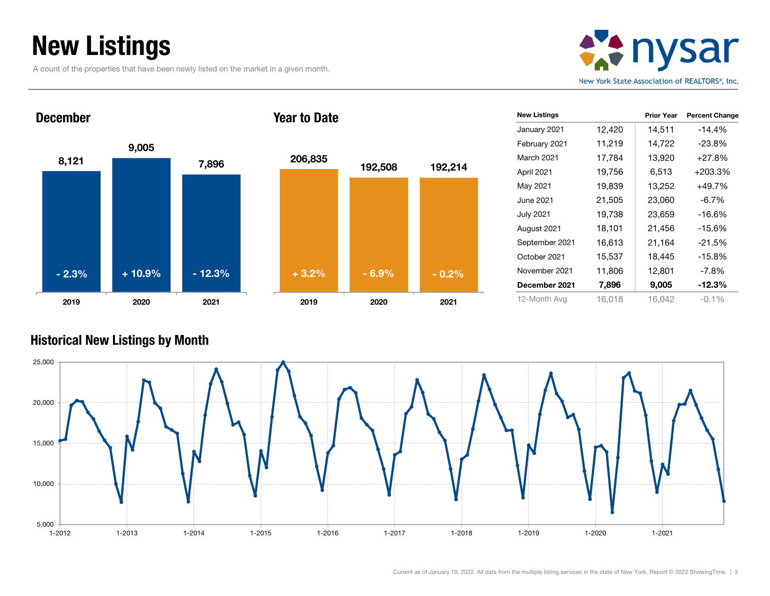# New Listings

A count of the properties that have been newly listed on the market in a given month.

nysar — New York State Association of REALTORS®, Inc.

## December

| | 2019 | 2020 | 2021 |
|---|---|---|---|
| New Listings | 8,121 | 9,005 | 7,896 |
| Percent Change | - 2.3% | + 10.9% | - 12.3% |

## Year to Date

| | 2019 | 2020 | 2021 |
|---|---|---|---|
| New Listings | 206,835 | 192,508 | 192,214 |
| Percent Change | + 3.2% | - 6.9% | - 0.2% |

| New Listings | | Prior Year | Percent Change |
|---|---|---|---|
| January 2021 | 12,420 | 14,511 | -14.4% |
| February 2021 | 11,219 | 14,722 | -23.8% |
| March 2021 | 17,784 | 13,920 | +27.8% |
| April 2021 | 19,756 | 6,513 | +203.3% |
| May 2021 | 19,839 | 13,252 | +49.7% |
| June 2021 | 21,505 | 23,060 | -6.7% |
| July 2021 | 19,738 | 23,659 | -16.6% |
| August 2021 | 18,101 | 21,456 | -15.6% |
| September 2021 | 16,613 | 21,164 | -21.5% |
| October 2021 | 15,537 | 18,445 | -15.8% |
| November 2021 | 11,806 | 12,801 | -7.8% |
| **December 2021** | **7,896** | **9,005** | **-12.3%** |
| 12-Month Avg | 16,018 | 16,042 | -0.1% |

## Historical New Listings by Month

Current as of January 10, 2022. All data from the multiple listing services in the state of New York. Report © 2022 ShowingTime.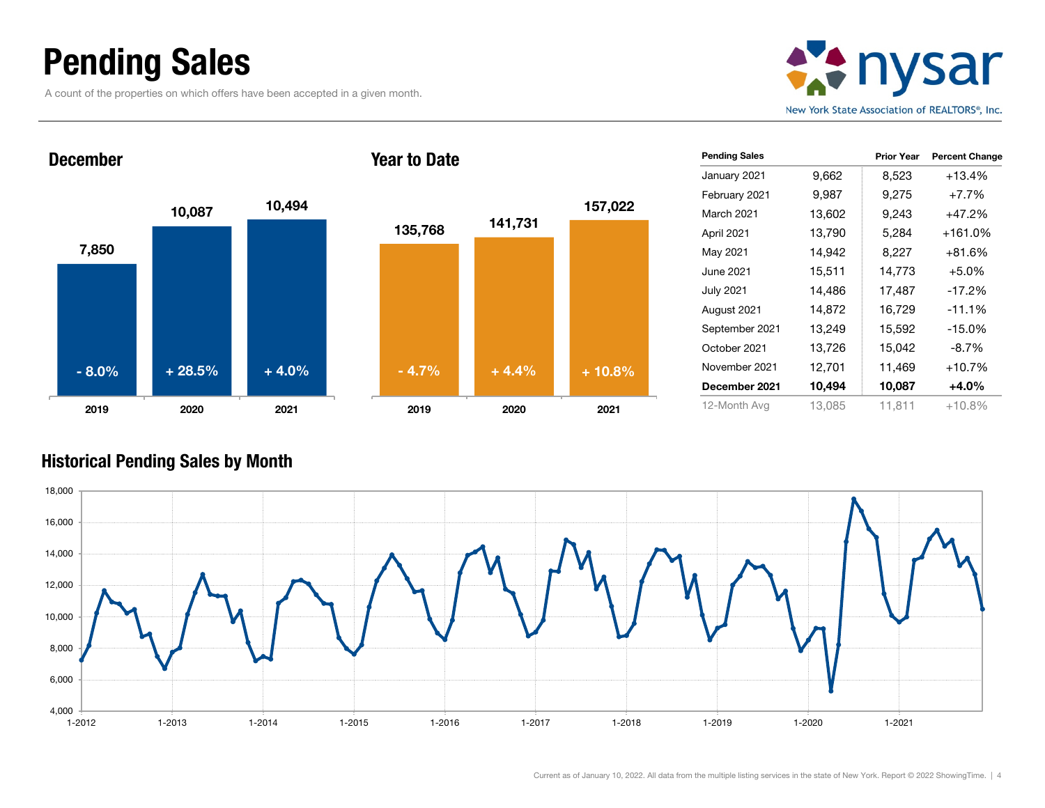# Pending Sales

A count of the properties on which offers have been accepted in a given month.

nysar
New York State Association of REALTORS®, Inc.

## December

| | 2019 | 2020 | 2021 |
|---|---|---|---|
| Pending Sales | 7,850 | 10,087 | 10,494 |
| Change | - 8.0% | + 28.5% | + 4.0% |

## Year to Date

| | 2019 | 2020 | 2021 |
|---|---|---|---|
| Pending Sales | 135,768 | 141,731 | 157,022 |
| Change | - 4.7% | + 4.4% | + 10.8% |

| Pending Sales | | Prior Year | Percent Change |
|---|---|---|---|
| January 2021 | 9,662 | 8,523 | +13.4% |
| February 2021 | 9,987 | 9,275 | +7.7% |
| March 2021 | 13,602 | 9,243 | +47.2% |
| April 2021 | 13,790 | 5,284 | +161.0% |
| May 2021 | 14,942 | 8,227 | +81.6% |
| June 2021 | 15,511 | 14,773 | +5.0% |
| July 2021 | 14,486 | 17,487 | -17.2% |
| August 2021 | 14,872 | 16,729 | -11.1% |
| September 2021 | 13,249 | 15,592 | -15.0% |
| October 2021 | 13,726 | 15,042 | -8.7% |
| November 2021 | 12,701 | 11,469 | +10.7% |
| **December 2021** | **10,494** | **10,087** | **+4.0%** |
| 12-Month Avg | 13,085 | 11,811 | +10.8% |

## Historical Pending Sales by Month

Current as of January 10, 2022. All data from the multiple listing services in the state of New York. Report © 2022 ShowingTime.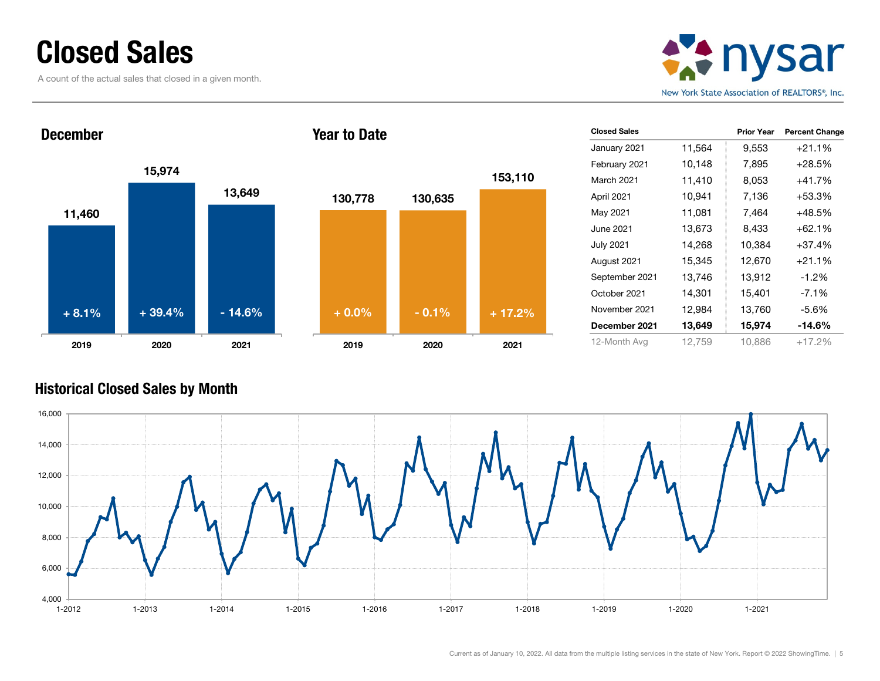# Closed Sales

A count of the actual sales that closed in a given month.

nysar
New York State Association of REALTORS®, Inc.

## December

| | 2019 | 2020 | 2021 |
|---|---|---|---|
| Closed Sales | 11,460 | 15,974 | 13,649 |
| Change | + 8.1% | + 39.4% | - 14.6% |

## Year to Date

| | 2019 | 2020 | 2021 |
|---|---|---|---|
| Closed Sales | 130,778 | 130,635 | 153,110 |
| Change | + 0.0% | - 0.1% | + 17.2% |

| Closed Sales | | Prior Year | Percent Change |
|---|---|---|---|
| January 2021 | 11,564 | 9,553 | +21.1% |
| February 2021 | 10,148 | 7,895 | +28.5% |
| March 2021 | 11,410 | 8,053 | +41.7% |
| April 2021 | 10,941 | 7,136 | +53.3% |
| May 2021 | 11,081 | 7,464 | +48.5% |
| June 2021 | 13,673 | 8,433 | +62.1% |
| July 2021 | 14,268 | 10,384 | +37.4% |
| August 2021 | 15,345 | 12,670 | +21.1% |
| September 2021 | 13,746 | 13,912 | -1.2% |
| October 2021 | 14,301 | 15,401 | -7.1% |
| November 2021 | 12,984 | 13,760 | -5.6% |
| **December 2021** | **13,649** | **15,974** | **-14.6%** |
| 12-Month Avg | 12,759 | 10,886 | +17.2% |

## Historical Closed Sales by Month

Current as of January 10, 2022. All data from the multiple listing services in the state of New York. Report © 2022 ShowingTime.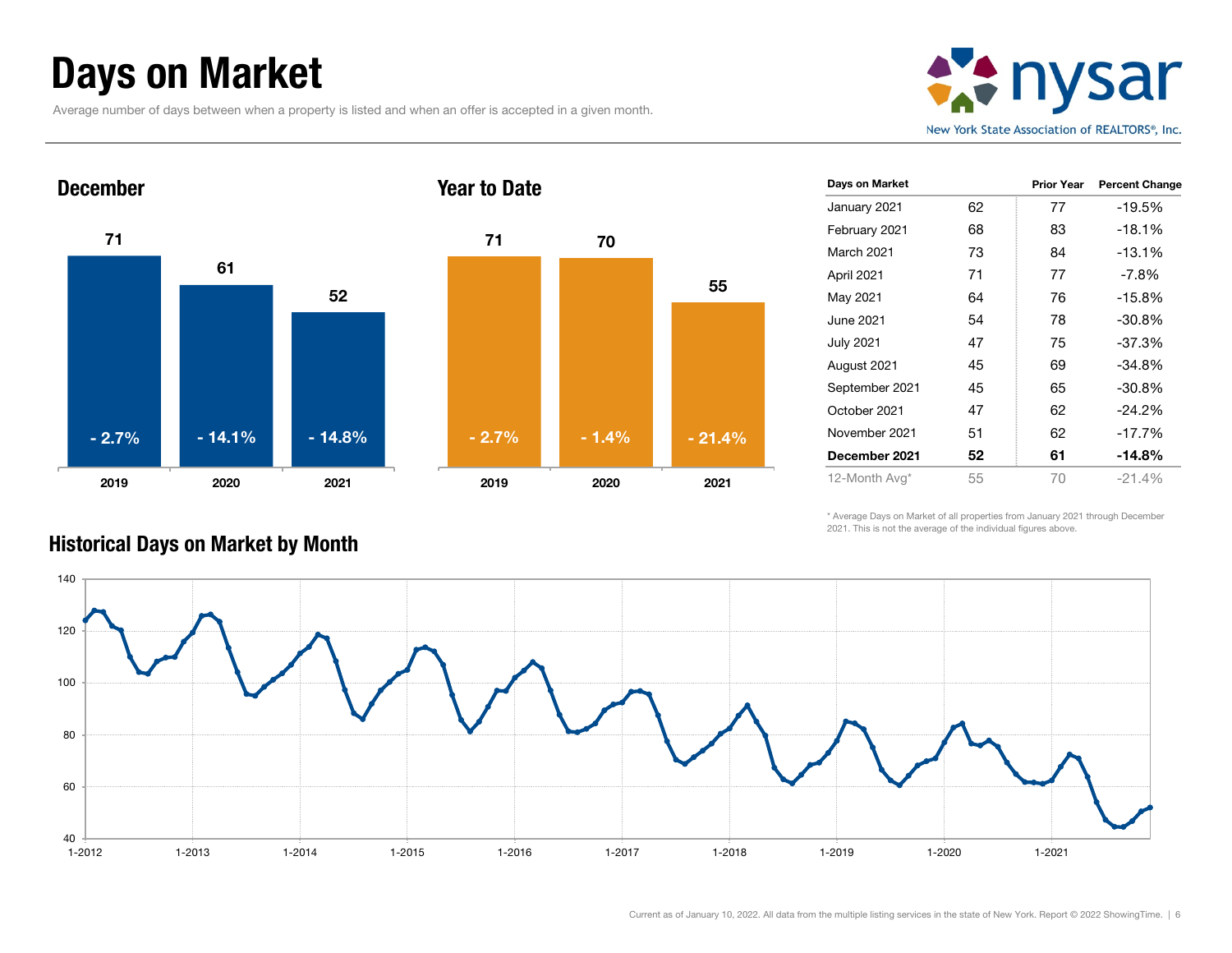# Days on Market

Average number of days between when a property is listed and when an offer is accepted in a given month.

## December

| | 2019 | 2020 | 2021 |
|---|---|---|---|
| Days on Market | 71 | 61 | 52 |
| Change | - 2.7% | - 14.1% | - 14.8% |

## Year to Date

| | 2019 | 2020 | 2021 |
|---|---|---|---|
| Days on Market | 71 | 70 | 55 |
| Change | - 2.7% | - 1.4% | - 21.4% |

| Days on Market | | Prior Year | Percent Change |
|---|---|---|---|
| January 2021 | 62 | 77 | -19.5% |
| February 2021 | 68 | 83 | -18.1% |
| March 2021 | 73 | 84 | -13.1% |
| April 2021 | 71 | 77 | -7.8% |
| May 2021 | 64 | 76 | -15.8% |
| June 2021 | 54 | 78 | -30.8% |
| July 2021 | 47 | 75 | -37.3% |
| August 2021 | 45 | 69 | -34.8% |
| September 2021 | 45 | 65 | -30.8% |
| October 2021 | 47 | 62 | -24.2% |
| November 2021 | 51 | 62 | -17.7% |
| **December 2021** | **52** | **61** | **-14.8%** |
| 12-Month Avg* | 55 | 70 | -21.4% |

\* Average Days on Market of all properties from January 2021 through December 2021. This is not the average of the individual figures above.

## Historical Days on Market by Month

Current as of January 10, 2022. All data from the multiple listing services in the state of New York. Report © 2022 ShowingTime.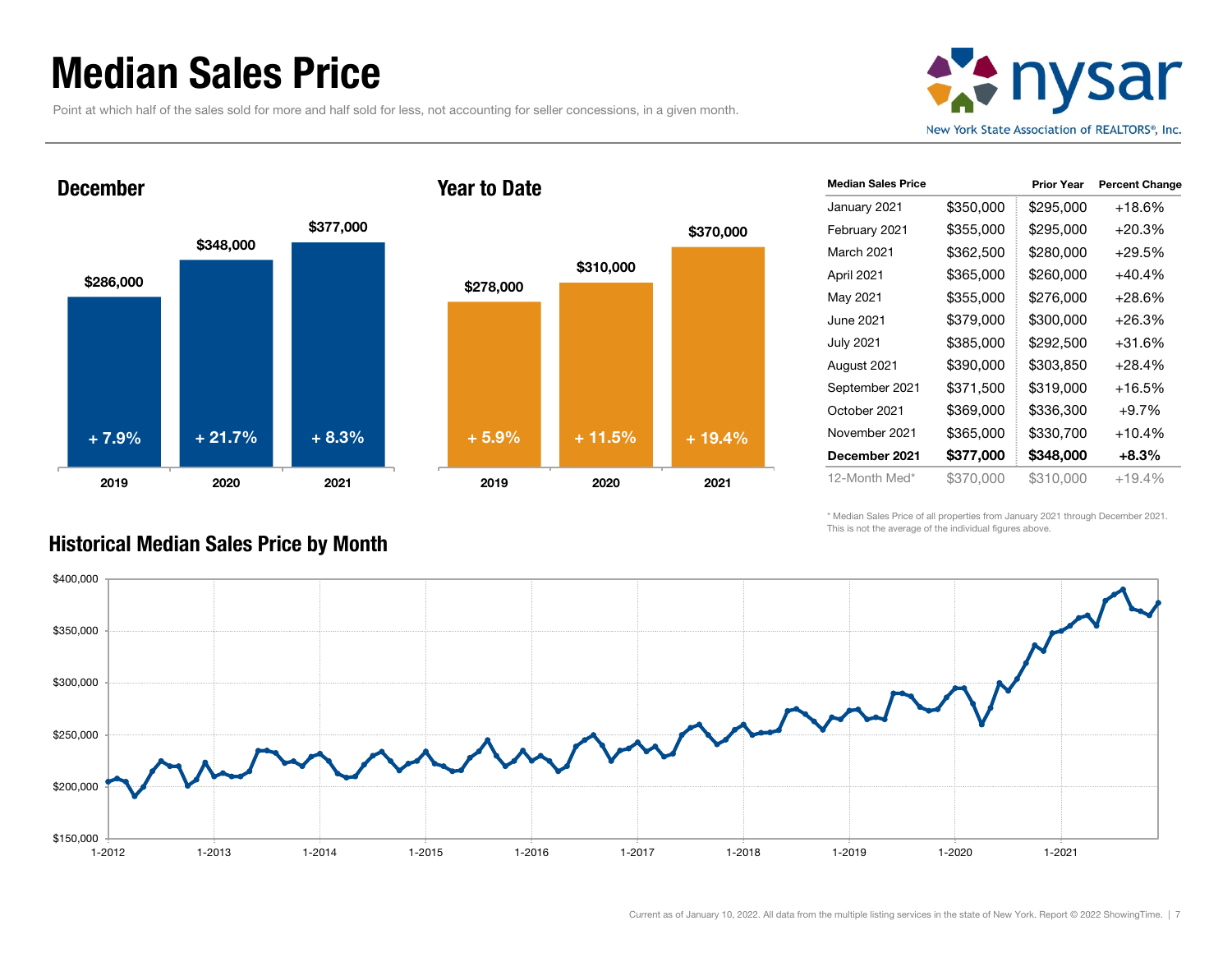# Median Sales Price

Point at which half of the sales sold for more and half sold for less, not accounting for seller concessions, in a given month.

nysar
New York State Association of REALTORS®, Inc.

## December

| Year | Median Sales Price | Change |
|---|---|---|
| 2019 | $286,000 | + 7.9% |
| 2020 | $348,000 | + 21.7% |
| 2021 | $377,000 | + 8.3% |

## Year to Date

| Year | Median Sales Price | Change |
|---|---|---|
| 2019 | $278,000 | + 5.9% |
| 2020 | $310,000 | + 11.5% |
| 2021 | $370,000 | + 19.4% |

| Median Sales Price | | Prior Year | Percent Change |
|---|---|---|---|
| January 2021 | $350,000 | $295,000 | +18.6% |
| February 2021 | $355,000 | $295,000 | +20.3% |
| March 2021 | $362,500 | $280,000 | +29.5% |
| April 2021 | $365,000 | $260,000 | +40.4% |
| May 2021 | $355,000 | $276,000 | +28.6% |
| June 2021 | $379,000 | $300,000 | +26.3% |
| July 2021 | $385,000 | $292,500 | +31.6% |
| August 2021 | $390,000 | $303,850 | +28.4% |
| September 2021 | $371,500 | $319,000 | +16.5% |
| October 2021 | $369,000 | $336,300 | +9.7% |
| November 2021 | $365,000 | $330,700 | +10.4% |
| **December 2021** | **$377,000** | **$348,000** | **+8.3%** |
| 12-Month Med* | $370,000 | $310,000 | +19.4% |

\* Median Sales Price of all properties from January 2021 through December 2021. This is not the average of the individual figures above.

## Historical Median Sales Price by Month

Current as of January 10, 2022. All data from the multiple listing services in the state of New York. Report © 2022 ShowingTime.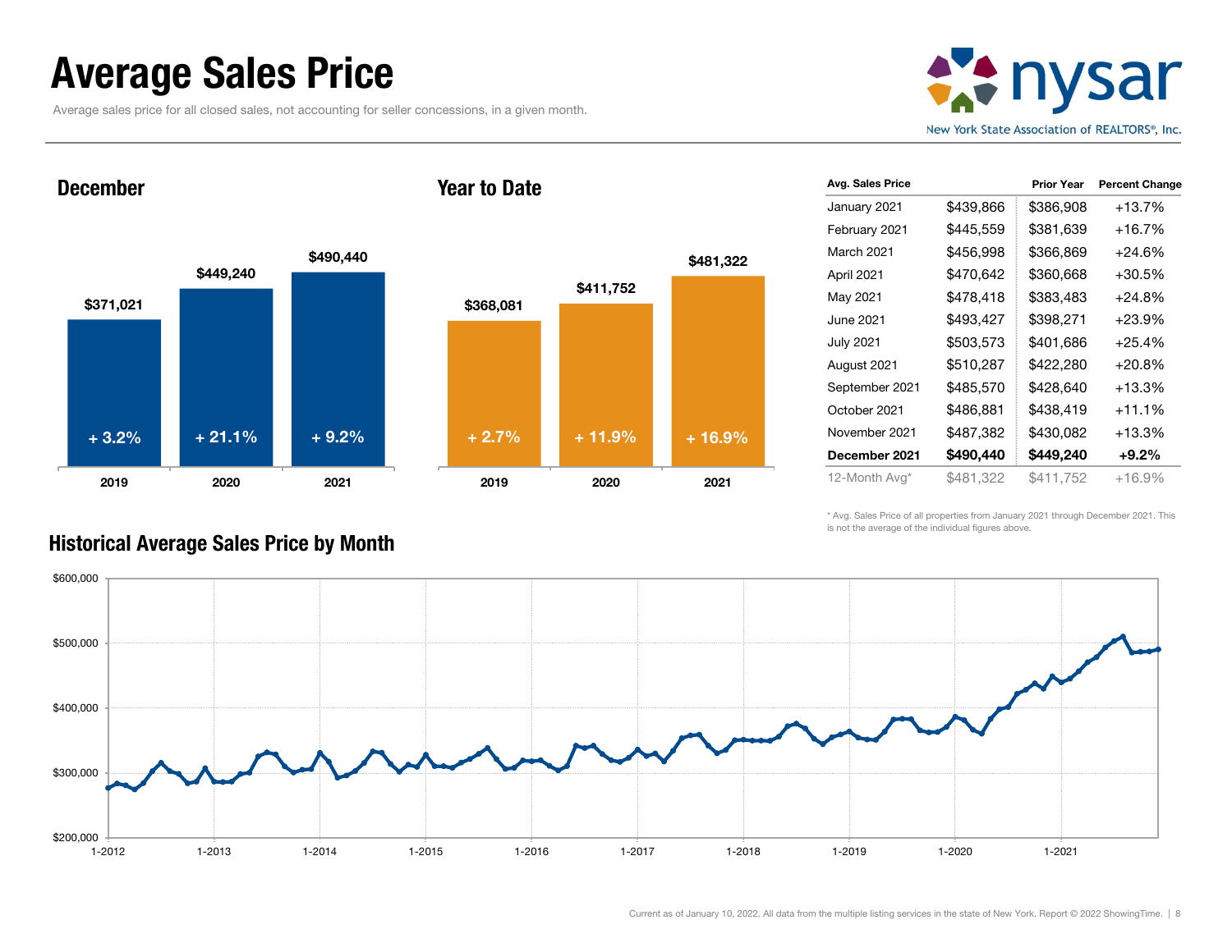# Average Sales Price

Average sales price for all closed sales, not accounting for seller concessions, in a given month.

## December

| | 2019 | 2020 | 2021 |
|---|---|---|---|
| Average Sales Price | $371,021 | $449,240 | $490,440 |
| Change | + 3.2% | + 21.1% | + 9.2% |

## Year to Date

| | 2019 | 2020 | 2021 |
|---|---|---|---|
| Average Sales Price | $368,081 | $411,752 | $481,322 |
| Change | + 2.7% | + 11.9% | + 16.9% |

| Avg. Sales Price | | Prior Year | Percent Change |
|---|---|---|---|
| January 2021 | $439,866 | $386,908 | +13.7% |
| February 2021 | $445,559 | $381,639 | +16.7% |
| March 2021 | $456,998 | $366,869 | +24.6% |
| April 2021 | $470,642 | $360,668 | +30.5% |
| May 2021 | $478,418 | $383,483 | +24.8% |
| June 2021 | $493,427 | $398,271 | +23.9% |
| July 2021 | $503,573 | $401,686 | +25.4% |
| August 2021 | $510,287 | $422,280 | +20.8% |
| September 2021 | $485,570 | $428,640 | +13.3% |
| October 2021 | $486,881 | $438,419 | +11.1% |
| November 2021 | $487,382 | $430,082 | +13.3% |
| **December 2021** | **$490,440** | **$449,240** | **+9.2%** |
| 12-Month Avg* | $481,322 | $411,752 | +16.9% |

\* Avg. Sales Price of all properties from January 2021 through December 2021. This is not the average of the individual figures above.

## Historical Average Sales Price by Month

Current as of January 10, 2022. All data from the multiple listing services in the state of New York. Report © 2022 ShowingTime.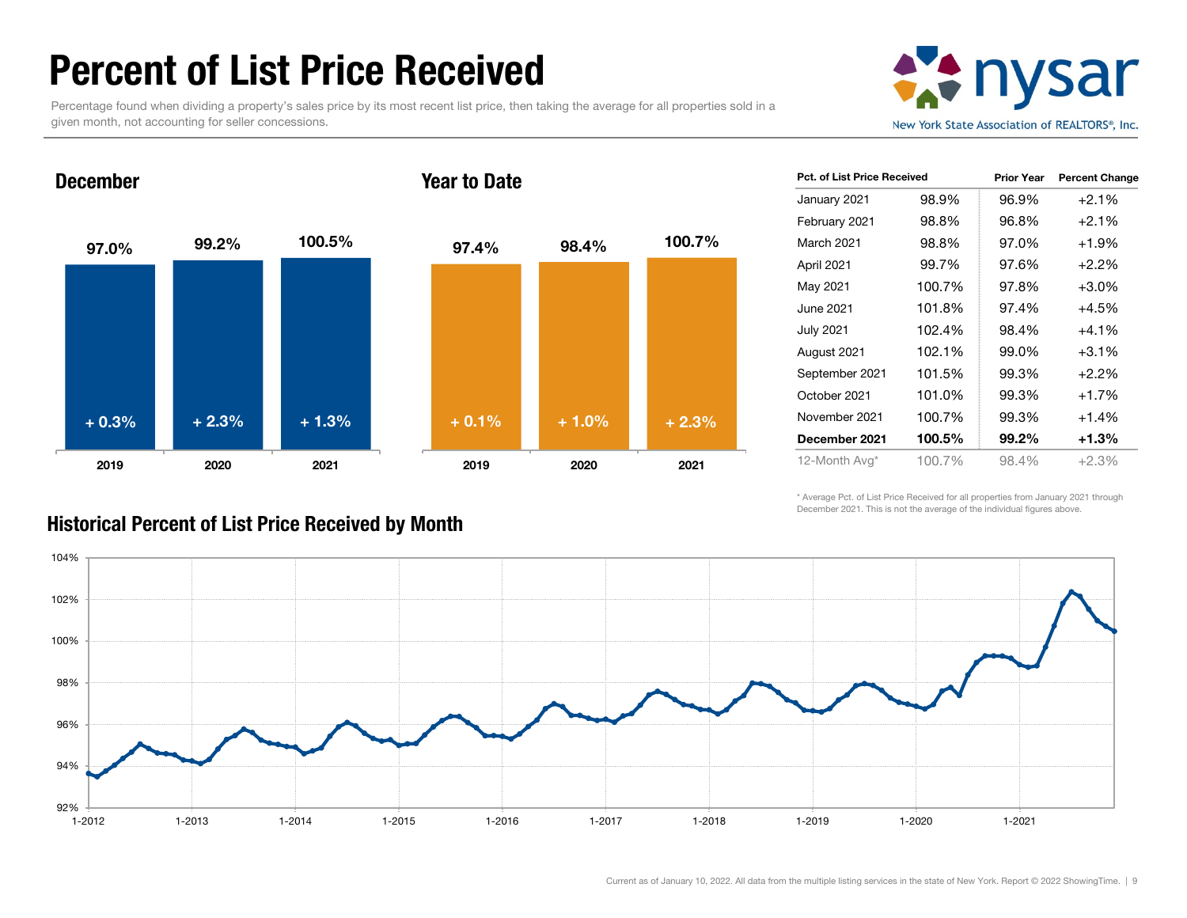# Percent of List Price Received

Percentage found when dividing a property's sales price by its most recent list price, then taking the average for all properties sold in a given month, not accounting for seller concessions.

nysar
New York State Association of REALTORS®, Inc.

## December

| | 2019 | 2020 | 2021 |
|---|---|---|---|
| Percent of List Price Received | 97.0% | 99.2% | 100.5% |
| Change | + 0.3% | + 2.3% | + 1.3% |

## Year to Date

| | 2019 | 2020 | 2021 |
|---|---|---|---|
| Percent of List Price Received | 97.4% | 98.4% | 100.7% |
| Change | + 0.1% | + 1.0% | + 2.3% |

| Pct. of List Price Received | | Prior Year | Percent Change |
|---|---|---|---|
| January 2021 | 98.9% | 96.9% | +2.1% |
| February 2021 | 98.8% | 96.8% | +2.1% |
| March 2021 | 98.8% | 97.0% | +1.9% |
| April 2021 | 99.7% | 97.6% | +2.2% |
| May 2021 | 100.7% | 97.8% | +3.0% |
| June 2021 | 101.8% | 97.4% | +4.5% |
| July 2021 | 102.4% | 98.4% | +4.1% |
| August 2021 | 102.1% | 99.0% | +3.1% |
| September 2021 | 101.5% | 99.3% | +2.2% |
| October 2021 | 101.0% | 99.3% | +1.7% |
| November 2021 | 100.7% | 99.3% | +1.4% |
| **December 2021** | **100.5%** | **99.2%** | **+1.3%** |
| 12-Month Avg* | 100.7% | 98.4% | +2.3% |

\* Average Pct. of List Price Received for all properties from January 2021 through December 2021. This is not the average of the individual figures above.

## Historical Percent of List Price Received by Month

Y-axis: 92% – 104%. X-axis: 1-2012, 1-2013, 1-2014, 1-2015, 1-2016, 1-2017, 1-2018, 1-2019, 1-2020, 1-2021.

Current as of January 10, 2022. All data from the multiple listing services in the state of New York. Report © 2022 ShowingTime.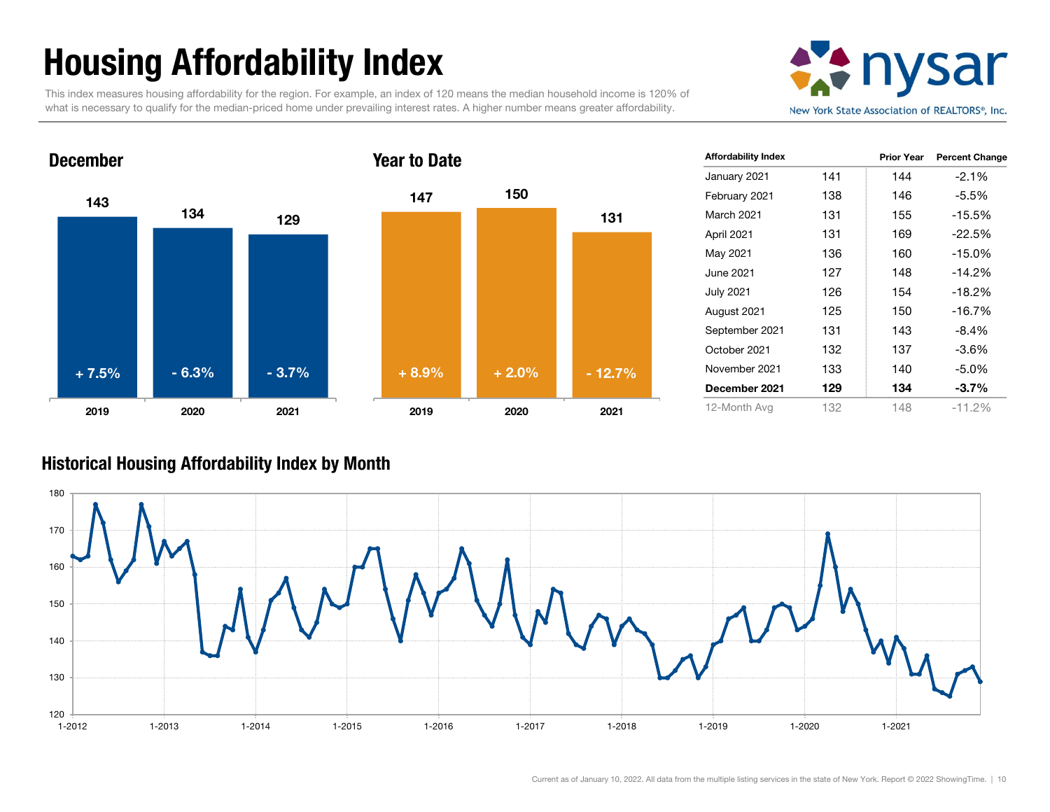# Housing Affordability Index

This index measures housing affordability for the region. For example, an index of 120 means the median household income is 120% of what is necessary to qualify for the median-priced home under prevailing interest rates. A higher number means greater affordability.

nysar
New York State Association of REALTORS®, Inc.

## December

| | 2019 | 2020 | 2021 |
|---|---|---|---|
| Index | 143 | 134 | 129 |
| Change | + 7.5% | - 6.3% | - 3.7% |

## Year to Date

| | 2019 | 2020 | 2021 |
|---|---|---|---|
| Index | 147 | 150 | 131 |
| Change | + 8.9% | + 2.0% | - 12.7% |

| Affordability Index | | Prior Year | Percent Change |
|---|---|---|---|
| January 2021 | 141 | 144 | -2.1% |
| February 2021 | 138 | 146 | -5.5% |
| March 2021 | 131 | 155 | -15.5% |
| April 2021 | 131 | 169 | -22.5% |
| May 2021 | 136 | 160 | -15.0% |
| June 2021 | 127 | 148 | -14.2% |
| July 2021 | 126 | 154 | -18.2% |
| August 2021 | 125 | 150 | -16.7% |
| September 2021 | 131 | 143 | -8.4% |
| October 2021 | 132 | 137 | -3.6% |
| November 2021 | 133 | 140 | -5.0% |
| **December 2021** | **129** | **134** | **-3.7%** |
| 12-Month Avg | 132 | 148 | -11.2% |

## Historical Housing Affordability Index by Month

Current as of January 10, 2022. All data from the multiple listing services in the state of New York. Report © 2022 ShowingTime.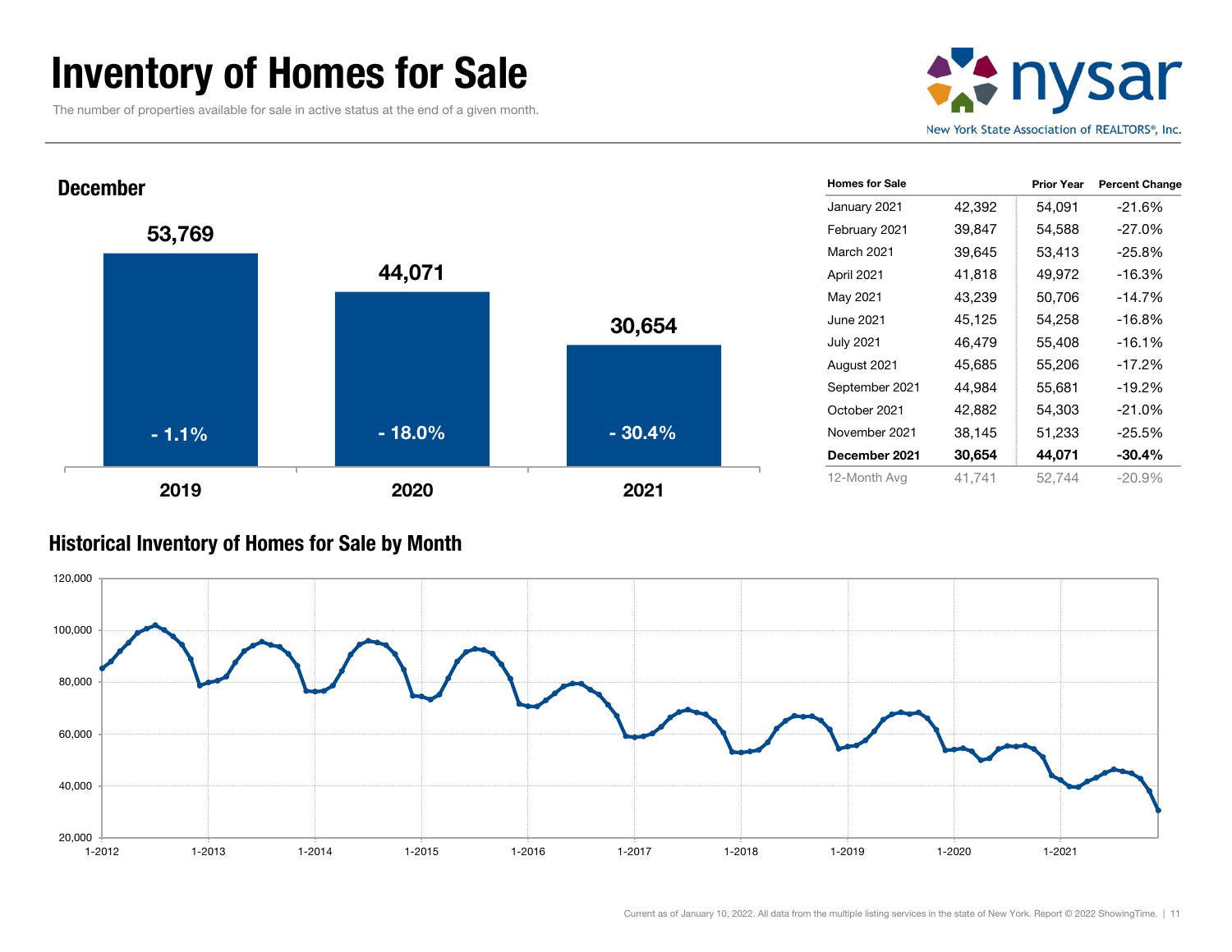# Inventory of Homes for Sale

The number of properties available for sale in active status at the end of a given month.

nysar
New York State Association of REALTORS®, Inc.

## December

| | 2019 | 2020 | 2021 |
|---|---|---|---|
| Homes for Sale | 53,769 | 44,071 | 30,654 |
| Percent Change | - 1.1% | - 18.0% | - 30.4% |

| Homes for Sale | | Prior Year | Percent Change |
|---|---|---|---|
| January 2021 | 42,392 | 54,091 | -21.6% |
| February 2021 | 39,847 | 54,588 | -27.0% |
| March 2021 | 39,645 | 53,413 | -25.8% |
| April 2021 | 41,818 | 49,972 | -16.3% |
| May 2021 | 43,239 | 50,706 | -14.7% |
| June 2021 | 45,125 | 54,258 | -16.8% |
| July 2021 | 46,479 | 55,408 | -16.1% |
| August 2021 | 45,685 | 55,206 | -17.2% |
| September 2021 | 44,984 | 55,681 | -19.2% |
| October 2021 | 42,882 | 54,303 | -21.0% |
| November 2021 | 38,145 | 51,233 | -25.5% |
| **December 2021** | **30,654** | **44,071** | **-30.4%** |
| 12-Month Avg | 41,741 | 52,744 | -20.9% |

## Historical Inventory of Homes for Sale by Month

Current as of January 10, 2022. All data from the multiple listing services in the state of New York. Report © 2022 ShowingTime.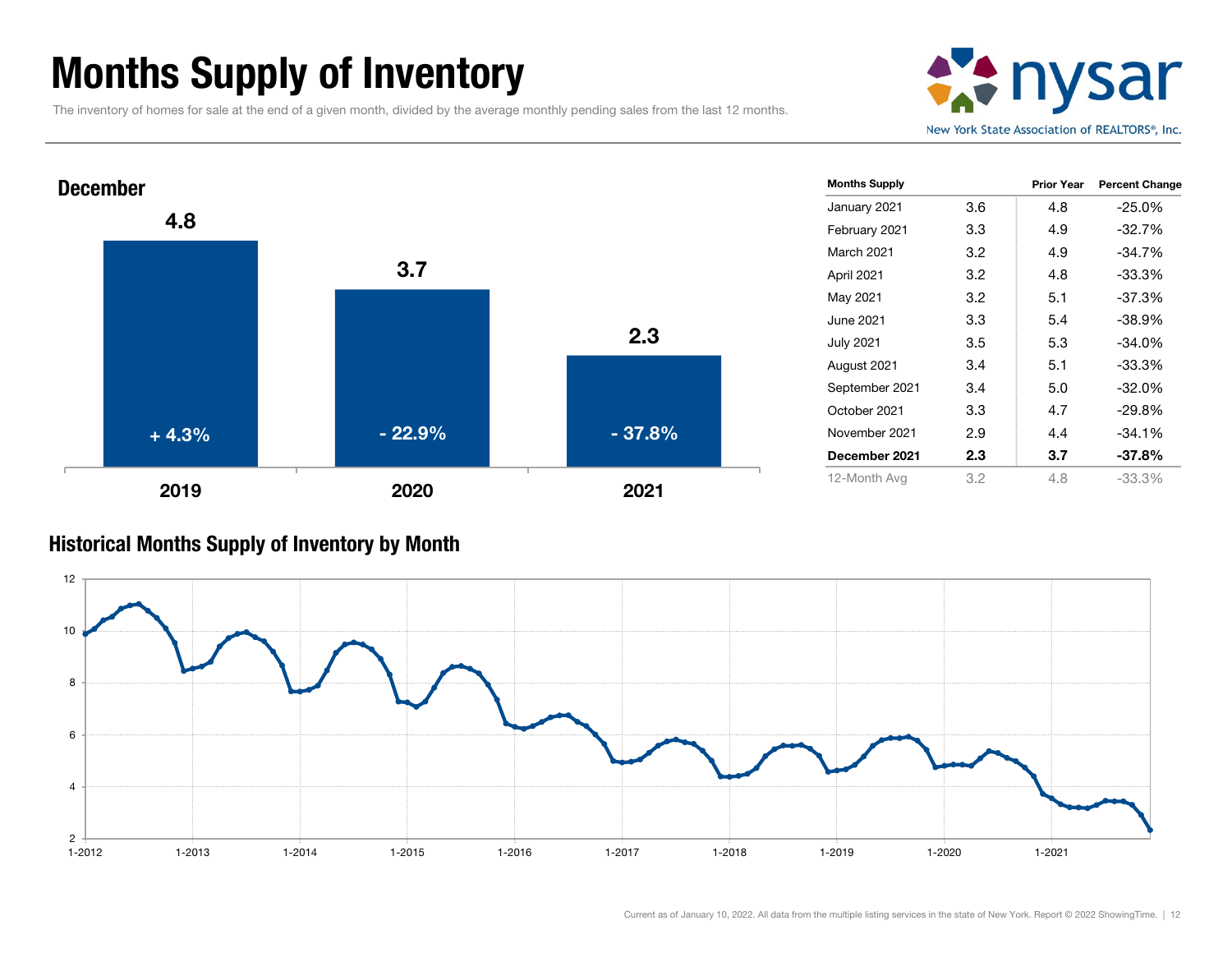# Months Supply of Inventory

The inventory of homes for sale at the end of a given month, divided by the average monthly pending sales from the last 12 months.

nysar
New York State Association of REALTORS®, Inc.

## December

| | 2019 | 2020 | 2021 |
|---|---|---|---|
| Months Supply | 4.8 | 3.7 | 2.3 |
| Percent Change | + 4.3% | - 22.9% | - 37.8% |

| Months Supply | | Prior Year | Percent Change |
|---|---|---|---|
| January 2021 | 3.6 | 4.8 | -25.0% |
| February 2021 | 3.3 | 4.9 | -32.7% |
| March 2021 | 3.2 | 4.9 | -34.7% |
| April 2021 | 3.2 | 4.8 | -33.3% |
| May 2021 | 3.2 | 5.1 | -37.3% |
| June 2021 | 3.3 | 5.4 | -38.9% |
| July 2021 | 3.5 | 5.3 | -34.0% |
| August 2021 | 3.4 | 5.1 | -33.3% |
| September 2021 | 3.4 | 5.0 | -32.0% |
| October 2021 | 3.3 | 4.7 | -29.8% |
| November 2021 | 2.9 | 4.4 | -34.1% |
| **December 2021** | **2.3** | **3.7** | **-37.8%** |
| 12-Month Avg | 3.2 | 4.8 | -33.3% |

## Historical Months Supply of Inventory by Month

Current as of January 10, 2022. All data from the multiple listing services in the state of New York. Report © 2022 ShowingTime.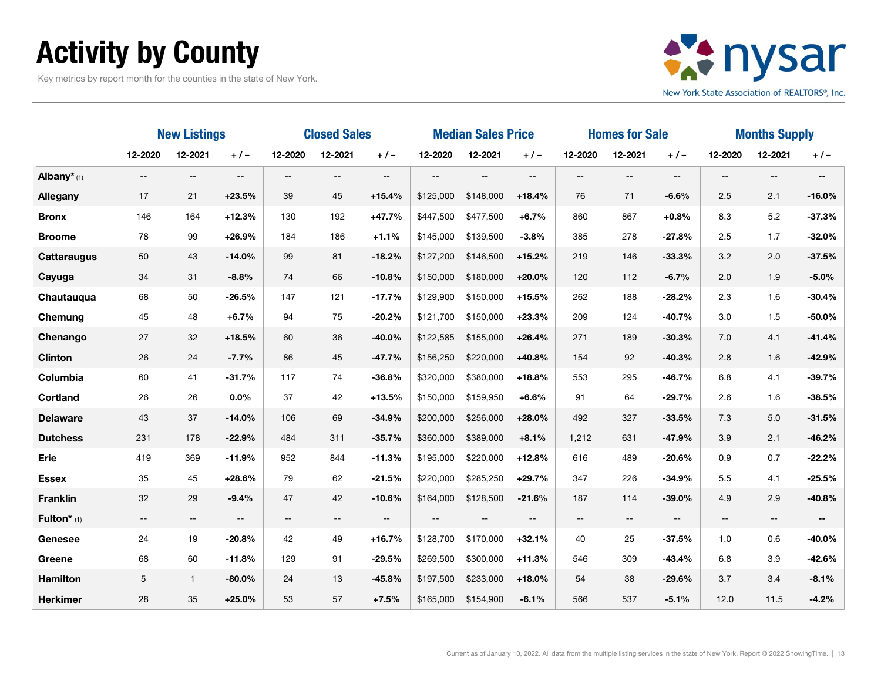# Activity by County

Key metrics by report month for the counties in the state of New York.

| | New Listings | | | Closed Sales | | | Median Sales Price | | | Homes for Sale | | | Months Supply | | |
|---|---|---|---|---|---|---|---|---|---|---|---|---|---|---|---|
| | 12-2020 | 12-2021 | + / – | 12-2020 | 12-2021 | + / – | 12-2020 | 12-2021 | + / – | 12-2020 | 12-2021 | + / – | 12-2020 | 12-2021 | + / – |
| **Albany*** (1) | -- | -- | -- | -- | -- | -- | -- | -- | -- | -- | -- | -- | -- | -- | -- |
| **Allegany** | 17 | 21 | **+23.5%** | 39 | 45 | **+15.4%** | $125,000 | $148,000 | **+18.4%** | 76 | 71 | **-6.6%** | 2.5 | 2.1 | **-16.0%** |
| **Bronx** | 146 | 164 | **+12.3%** | 130 | 192 | **+47.7%** | $447,500 | $477,500 | **+6.7%** | 860 | 867 | **+0.8%** | 8.3 | 5.2 | **-37.3%** |
| **Broome** | 78 | 99 | **+26.9%** | 184 | 186 | **+1.1%** | $145,000 | $139,500 | **-3.8%** | 385 | 278 | **-27.8%** | 2.5 | 1.7 | **-32.0%** |
| **Cattaraugus** | 50 | 43 | **-14.0%** | 99 | 81 | **-18.2%** | $127,200 | $146,500 | **+15.2%** | 219 | 146 | **-33.3%** | 3.2 | 2.0 | **-37.5%** |
| **Cayuga** | 34 | 31 | **-8.8%** | 74 | 66 | **-10.8%** | $150,000 | $180,000 | **+20.0%** | 120 | 112 | **-6.7%** | 2.0 | 1.9 | **-5.0%** |
| **Chautauqua** | 68 | 50 | **-26.5%** | 147 | 121 | **-17.7%** | $129,900 | $150,000 | **+15.5%** | 262 | 188 | **-28.2%** | 2.3 | 1.6 | **-30.4%** |
| **Chemung** | 45 | 48 | **+6.7%** | 94 | 75 | **-20.2%** | $121,700 | $150,000 | **+23.3%** | 209 | 124 | **-40.7%** | 3.0 | 1.5 | **-50.0%** |
| **Chenango** | 27 | 32 | **+18.5%** | 60 | 36 | **-40.0%** | $122,585 | $155,000 | **+26.4%** | 271 | 189 | **-30.3%** | 7.0 | 4.1 | **-41.4%** |
| **Clinton** | 26 | 24 | **-7.7%** | 86 | 45 | **-47.7%** | $156,250 | $220,000 | **+40.8%** | 154 | 92 | **-40.3%** | 2.8 | 1.6 | **-42.9%** |
| **Columbia** | 60 | 41 | **-31.7%** | 117 | 74 | **-36.8%** | $320,000 | $380,000 | **+18.8%** | 553 | 295 | **-46.7%** | 6.8 | 4.1 | **-39.7%** |
| **Cortland** | 26 | 26 | **0.0%** | 37 | 42 | **+13.5%** | $150,000 | $159,950 | **+6.6%** | 91 | 64 | **-29.7%** | 2.6 | 1.6 | **-38.5%** |
| **Delaware** | 43 | 37 | **-14.0%** | 106 | 69 | **-34.9%** | $200,000 | $256,000 | **+28.0%** | 492 | 327 | **-33.5%** | 7.3 | 5.0 | **-31.5%** |
| **Dutchess** | 231 | 178 | **-22.9%** | 484 | 311 | **-35.7%** | $360,000 | $389,000 | **+8.1%** | 1,212 | 631 | **-47.9%** | 3.9 | 2.1 | **-46.2%** |
| **Erie** | 419 | 369 | **-11.9%** | 952 | 844 | **-11.3%** | $195,000 | $220,000 | **+12.8%** | 616 | 489 | **-20.6%** | 0.9 | 0.7 | **-22.2%** |
| **Essex** | 35 | 45 | **+28.6%** | 79 | 62 | **-21.5%** | $220,000 | $285,250 | **+29.7%** | 347 | 226 | **-34.9%** | 5.5 | 4.1 | **-25.5%** |
| **Franklin** | 32 | 29 | **-9.4%** | 47 | 42 | **-10.6%** | $164,000 | $128,500 | **-21.6%** | 187 | 114 | **-39.0%** | 4.9 | 2.9 | **-40.8%** |
| **Fulton*** (1) | -- | -- | -- | -- | -- | -- | -- | -- | -- | -- | -- | -- | -- | -- | -- |
| **Genesee** | 24 | 19 | **-20.8%** | 42 | 49 | **+16.7%** | $128,700 | $170,000 | **+32.1%** | 40 | 25 | **-37.5%** | 1.0 | 0.6 | **-40.0%** |
| **Greene** | 68 | 60 | **-11.8%** | 129 | 91 | **-29.5%** | $269,500 | $300,000 | **+11.3%** | 546 | 309 | **-43.4%** | 6.8 | 3.9 | **-42.6%** |
| **Hamilton** | 5 | 1 | **-80.0%** | 24 | 13 | **-45.8%** | $197,500 | $233,000 | **+18.0%** | 54 | 38 | **-29.6%** | 3.7 | 3.4 | **-8.1%** |
| **Herkimer** | 28 | 35 | **+25.0%** | 53 | 57 | **+7.5%** | $165,000 | $154,900 | **-6.1%** | 566 | 537 | **-5.1%** | 12.0 | 11.5 | **-4.2%** |

Current as of January 10, 2022. All data from the multiple listing services in the state of New York. Report © 2022 ShowingTime.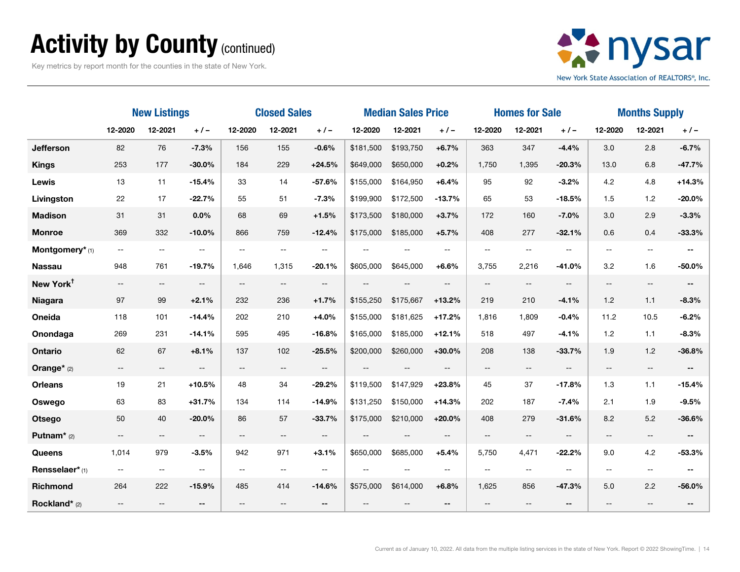# Activity by County (continued)

Key metrics by report month for the counties in the state of New York.

| | New Listings | | | Closed Sales | | | Median Sales Price | | | Homes for Sale | | | Months Supply | | |
|---|---|---|---|---|---|---|---|---|---|---|---|---|---|---|---|
| | 12-2020 | 12-2021 | + / – | 12-2020 | 12-2021 | + / – | 12-2020 | 12-2021 | + / – | 12-2020 | 12-2021 | + / – | 12-2020 | 12-2021 | + / – |
| **Jefferson** | 82 | 76 | **-7.3%** | 156 | 155 | **-0.6%** | $181,500 | $193,750 | **+6.7%** | 363 | 347 | **-4.4%** | 3.0 | 2.8 | **-6.7%** |
| **Kings** | 253 | 177 | **-30.0%** | 184 | 229 | **+24.5%** | $649,000 | $650,000 | **+0.2%** | 1,750 | 1,395 | **-20.3%** | 13.0 | 6.8 | **-47.7%** |
| **Lewis** | 13 | 11 | **-15.4%** | 33 | 14 | **-57.6%** | $155,000 | $164,950 | **+6.4%** | 95 | 92 | **-3.2%** | 4.2 | 4.8 | **+14.3%** |
| **Livingston** | 22 | 17 | **-22.7%** | 55 | 51 | **-7.3%** | $199,900 | $172,500 | **-13.7%** | 65 | 53 | **-18.5%** | 1.5 | 1.2 | **-20.0%** |
| **Madison** | 31 | 31 | **0.0%** | 68 | 69 | **+1.5%** | $173,500 | $180,000 | **+3.7%** | 172 | 160 | **-7.0%** | 3.0 | 2.9 | **-3.3%** |
| **Monroe** | 369 | 332 | **-10.0%** | 866 | 759 | **-12.4%** | $175,000 | $185,000 | **+5.7%** | 408 | 277 | **-32.1%** | 0.6 | 0.4 | **-33.3%** |
| **Montgomery*** (1) | -- | -- | -- | -- | -- | -- | -- | -- | -- | -- | -- | -- | -- | -- | **--** |
| **Nassau** | 948 | 761 | **-19.7%** | 1,646 | 1,315 | **-20.1%** | $605,000 | $645,000 | **+6.6%** | 3,755 | 2,216 | **-41.0%** | 3.2 | 1.6 | **-50.0%** |
| **New York†** | -- | -- | -- | -- | -- | -- | -- | -- | -- | -- | -- | -- | -- | -- | **--** |
| **Niagara** | 97 | 99 | **+2.1%** | 232 | 236 | **+1.7%** | $155,250 | $175,667 | **+13.2%** | 219 | 210 | **-4.1%** | 1.2 | 1.1 | **-8.3%** |
| **Oneida** | 118 | 101 | **-14.4%** | 202 | 210 | **+4.0%** | $155,000 | $181,625 | **+17.2%** | 1,816 | 1,809 | **-0.4%** | 11.2 | 10.5 | **-6.2%** |
| **Onondaga** | 269 | 231 | **-14.1%** | 595 | 495 | **-16.8%** | $165,000 | $185,000 | **+12.1%** | 518 | 497 | **-4.1%** | 1.2 | 1.1 | **-8.3%** |
| **Ontario** | 62 | 67 | **+8.1%** | 137 | 102 | **-25.5%** | $200,000 | $260,000 | **+30.0%** | 208 | 138 | **-33.7%** | 1.9 | 1.2 | **-36.8%** |
| **Orange*** (2) | -- | -- | -- | -- | -- | -- | -- | -- | -- | -- | -- | -- | -- | -- | **--** |
| **Orleans** | 19 | 21 | **+10.5%** | 48 | 34 | **-29.2%** | $119,500 | $147,929 | **+23.8%** | 45 | 37 | **-17.8%** | 1.3 | 1.1 | **-15.4%** |
| **Oswego** | 63 | 83 | **+31.7%** | 134 | 114 | **-14.9%** | $131,250 | $150,000 | **+14.3%** | 202 | 187 | **-7.4%** | 2.1 | 1.9 | **-9.5%** |
| **Otsego** | 50 | 40 | **-20.0%** | 86 | 57 | **-33.7%** | $175,000 | $210,000 | **+20.0%** | 408 | 279 | **-31.6%** | 8.2 | 5.2 | **-36.6%** |
| **Putnam*** (2) | -- | -- | -- | -- | -- | -- | -- | -- | -- | -- | -- | -- | -- | -- | **--** |
| **Queens** | 1,014 | 979 | **-3.5%** | 942 | 971 | **+3.1%** | $650,000 | $685,000 | **+5.4%** | 5,750 | 4,471 | **-22.2%** | 9.0 | 4.2 | **-53.3%** |
| **Rensselaer*** (1) | -- | -- | -- | -- | -- | -- | -- | -- | -- | -- | -- | -- | -- | -- | **--** |
| **Richmond** | 264 | 222 | **-15.9%** | 485 | 414 | **-14.6%** | $575,000 | $614,000 | **+6.8%** | 1,625 | 856 | **-47.3%** | 5.0 | 2.2 | **-56.0%** |
| **Rockland*** (2) | -- | -- | **--** | -- | -- | **--** | -- | -- | **--** | -- | -- | **--** | -- | -- | **--** |

Current as of January 10, 2022. All data from the multiple listing services in the state of New York. Report © 2022 ShowingTime.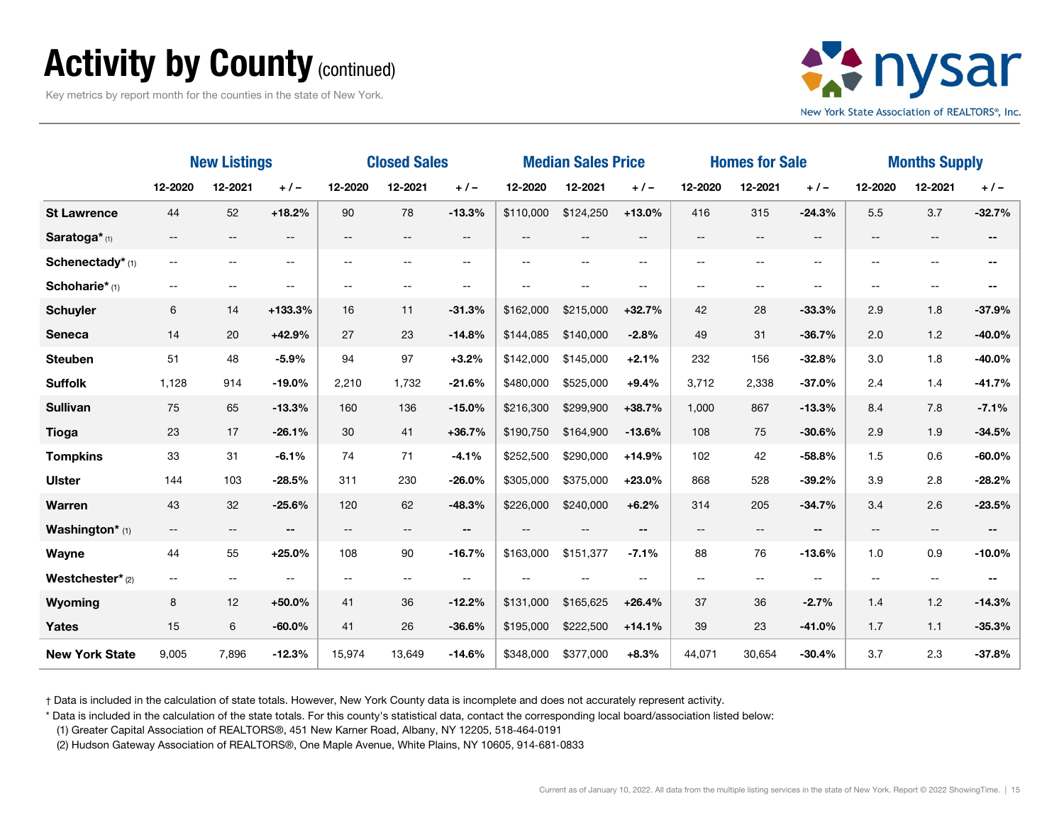# Activity by County (continued)

Key metrics by report month for the counties in the state of New York.

| | New Listings | | | Closed Sales | | | Median Sales Price | | | Homes for Sale | | | Months Supply | | |
|---|---|---|---|---|---|---|---|---|---|---|---|---|---|---|---|
| | 12-2020 | 12-2021 | + / – | 12-2020 | 12-2021 | + / – | 12-2020 | 12-2021 | + / – | 12-2020 | 12-2021 | + / – | 12-2020 | 12-2021 | + / – |
| **St Lawrence** | 44 | 52 | **+18.2%** | 90 | 78 | **-13.3%** | $110,000 | $124,250 | **+13.0%** | 416 | 315 | **-24.3%** | 5.5 | 3.7 | **-32.7%** |
| **Saratoga*** (1) | -- | -- | -- | -- | -- | -- | -- | -- | -- | -- | -- | -- | -- | -- | -- |
| **Schenectady*** (1) | -- | -- | -- | -- | -- | -- | -- | -- | -- | -- | -- | -- | -- | -- | -- |
| **Schoharie*** (1) | -- | -- | -- | -- | -- | -- | -- | -- | -- | -- | -- | -- | -- | -- | -- |
| **Schuyler** | 6 | 14 | **+133.3%** | 16 | 11 | **-31.3%** | $162,000 | $215,000 | **+32.7%** | 42 | 28 | **-33.3%** | 2.9 | 1.8 | **-37.9%** |
| **Seneca** | 14 | 20 | **+42.9%** | 27 | 23 | **-14.8%** | $144,085 | $140,000 | **-2.8%** | 49 | 31 | **-36.7%** | 2.0 | 1.2 | **-40.0%** |
| **Steuben** | 51 | 48 | **-5.9%** | 94 | 97 | **+3.2%** | $142,000 | $145,000 | **+2.1%** | 232 | 156 | **-32.8%** | 3.0 | 1.8 | **-40.0%** |
| **Suffolk** | 1,128 | 914 | **-19.0%** | 2,210 | 1,732 | **-21.6%** | $480,000 | $525,000 | **+9.4%** | 3,712 | 2,338 | **-37.0%** | 2.4 | 1.4 | **-41.7%** |
| **Sullivan** | 75 | 65 | **-13.3%** | 160 | 136 | **-15.0%** | $216,300 | $299,900 | **+38.7%** | 1,000 | 867 | **-13.3%** | 8.4 | 7.8 | **-7.1%** |
| **Tioga** | 23 | 17 | **-26.1%** | 30 | 41 | **+36.7%** | $190,750 | $164,900 | **-13.6%** | 108 | 75 | **-30.6%** | 2.9 | 1.9 | **-34.5%** |
| **Tompkins** | 33 | 31 | **-6.1%** | 74 | 71 | **-4.1%** | $252,500 | $290,000 | **+14.9%** | 102 | 42 | **-58.8%** | 1.5 | 0.6 | **-60.0%** |
| **Ulster** | 144 | 103 | **-28.5%** | 311 | 230 | **-26.0%** | $305,000 | $375,000 | **+23.0%** | 868 | 528 | **-39.2%** | 3.9 | 2.8 | **-28.2%** |
| **Warren** | 43 | 32 | **-25.6%** | 120 | 62 | **-48.3%** | $226,000 | $240,000 | **+6.2%** | 314 | 205 | **-34.7%** | 3.4 | 2.6 | **-23.5%** |
| **Washington*** (1) | -- | -- | -- | -- | -- | -- | -- | -- | -- | -- | -- | -- | -- | -- | -- |
| **Wayne** | 44 | 55 | **+25.0%** | 108 | 90 | **-16.7%** | $163,000 | $151,377 | **-7.1%** | 88 | 76 | **-13.6%** | 1.0 | 0.9 | **-10.0%** |
| **Westchester*** (2) | -- | -- | -- | -- | -- | -- | -- | -- | -- | -- | -- | -- | -- | -- | -- |
| **Wyoming** | 8 | 12 | **+50.0%** | 41 | 36 | **-12.2%** | $131,000 | $165,625 | **+26.4%** | 37 | 36 | **-2.7%** | 1.4 | 1.2 | **-14.3%** |
| **Yates** | 15 | 6 | **-60.0%** | 41 | 26 | **-36.6%** | $195,000 | $222,500 | **+14.1%** | 39 | 23 | **-41.0%** | 1.7 | 1.1 | **-35.3%** |
| **New York State** | 9,005 | 7,896 | **-12.3%** | 15,974 | 13,649 | **-14.6%** | $348,000 | $377,000 | **+8.3%** | 44,071 | 30,654 | **-30.4%** | 3.7 | 2.3 | **-37.8%** |

† Data is included in the calculation of state totals. However, New York County data is incomplete and does not accurately represent activity.

* Data is included in the calculation of the state totals. For this county's statistical data, contact the corresponding local board/association listed below:

(1) Greater Capital Association of REALTORS®, 451 New Karner Road, Albany, NY 12205, 518-464-0191

(2) Hudson Gateway Association of REALTORS®, One Maple Avenue, White Plains, NY 10605, 914-681-0833

Current as of January 10, 2022. All data from the multiple listing services in the state of New York. Report © 2022 ShowingTime.